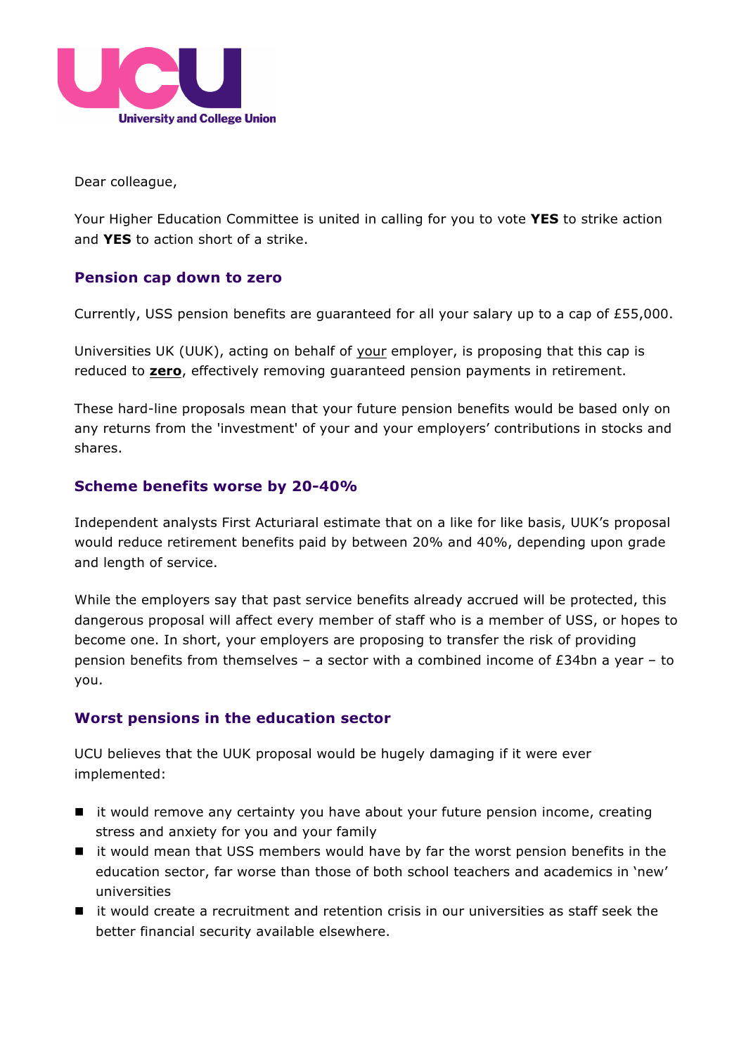UCU
University and College Union

Dear colleague,

Your Higher Education Committee is united in calling for you to vote **YES** to strike action and **YES** to action short of a strike.

## Pension cap down to zero

Currently, USS pension benefits are guaranteed for all your salary up to a cap of £55,000.

Universities UK (UUK), acting on behalf of <u>your</u> employer, is proposing that this cap is reduced to **<u>zero</u>**, effectively removing guaranteed pension payments in retirement.

These hard-line proposals mean that your future pension benefits would be based only on any returns from the 'investment' of your and your employers' contributions in stocks and shares.

## Scheme benefits worse by 20-40%

Independent analysts First Acturiaral estimate that on a like for like basis, UUK's proposal would reduce retirement benefits paid by between 20% and 40%, depending upon grade and length of service.

While the employers say that past service benefits already accrued will be protected, this dangerous proposal will affect every member of staff who is a member of USS, or hopes to become one. In short, your employers are proposing to transfer the risk of providing pension benefits from themselves – a sector with a combined income of £34bn a year – to you.

## Worst pensions in the education sector

UCU believes that the UUK proposal would be hugely damaging if it were ever implemented:

- it would remove any certainty you have about your future pension income, creating stress and anxiety for you and your family
- it would mean that USS members would have by far the worst pension benefits in the education sector, far worse than those of both school teachers and academics in 'new' universities
- it would create a recruitment and retention crisis in our universities as staff seek the better financial security available elsewhere.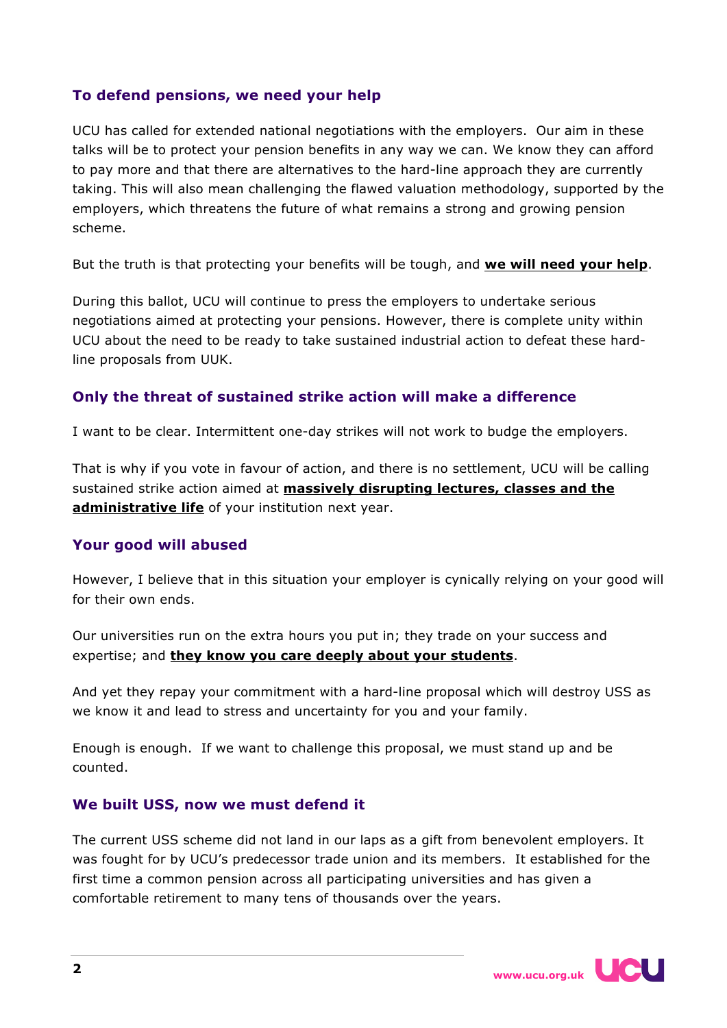## To defend pensions, we need your help

UCU has called for extended national negotiations with the employers. Our aim in these talks will be to protect your pension benefits in any way we can. We know they can afford to pay more and that there are alternatives to the hard-line approach they are currently taking. This will also mean challenging the flawed valuation methodology, supported by the employers, which threatens the future of what remains a strong and growing pension scheme.

But the truth is that protecting your benefits will be tough, and **we will need your help**.

During this ballot, UCU will continue to press the employers to undertake serious negotiations aimed at protecting your pensions. However, there is complete unity within UCU about the need to be ready to take sustained industrial action to defeat these hard-line proposals from UUK.

## Only the threat of sustained strike action will make a difference

I want to be clear. Intermittent one-day strikes will not work to budge the employers.

That is why if you vote in favour of action, and there is no settlement, UCU will be calling sustained strike action aimed at **massively disrupting lectures, classes and the administrative life** of your institution next year.

## Your good will abused

However, I believe that in this situation your employer is cynically relying on your good will for their own ends.

Our universities run on the extra hours you put in; they trade on your success and expertise; and **they know you care deeply about your students**.

And yet they repay your commitment with a hard-line proposal which will destroy USS as we know it and lead to stress and uncertainty for you and your family.

Enough is enough. If we want to challenge this proposal, we must stand up and be counted.

## We built USS, now we must defend it

The current USS scheme did not land in our laps as a gift from benevolent employers. It was fought for by UCU's predecessor trade union and its members. It established for the first time a common pension across all participating universities and has given a comfortable retirement to many tens of thousands over the years.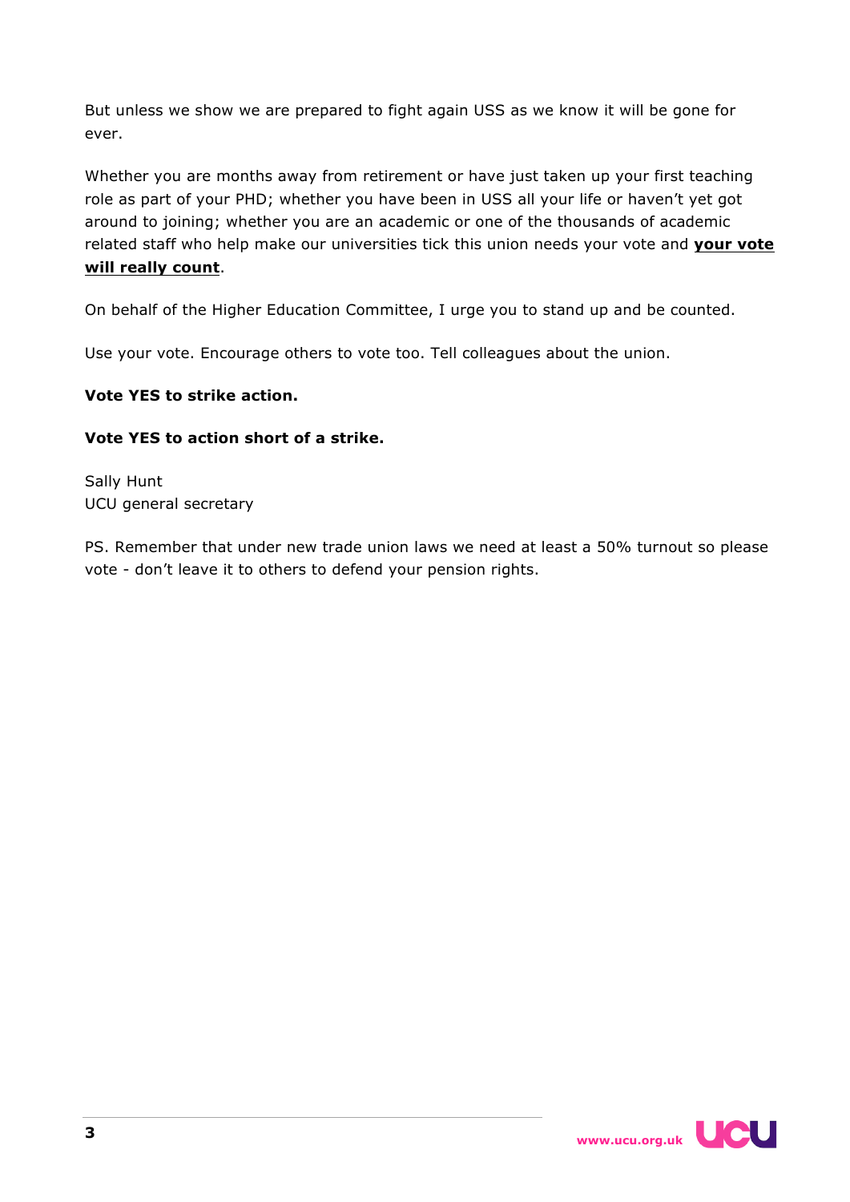But unless we show we are prepared to fight again USS as we know it will be gone for ever.

Whether you are months away from retirement or have just taken up your first teaching role as part of your PHD; whether you have been in USS all your life or haven't yet got around to joining; whether you are an academic or one of the thousands of academic related staff who help make our universities tick this union needs your vote and **your vote will really count**.

On behalf of the Higher Education Committee, I urge you to stand up and be counted.

Use your vote. Encourage others to vote too. Tell colleagues about the union.

**Vote YES to strike action.**

**Vote YES to action short of a strike.**

Sally Hunt
UCU general secretary

PS. Remember that under new trade union laws we need at least a 50% turnout so please vote - don't leave it to others to defend your pension rights.